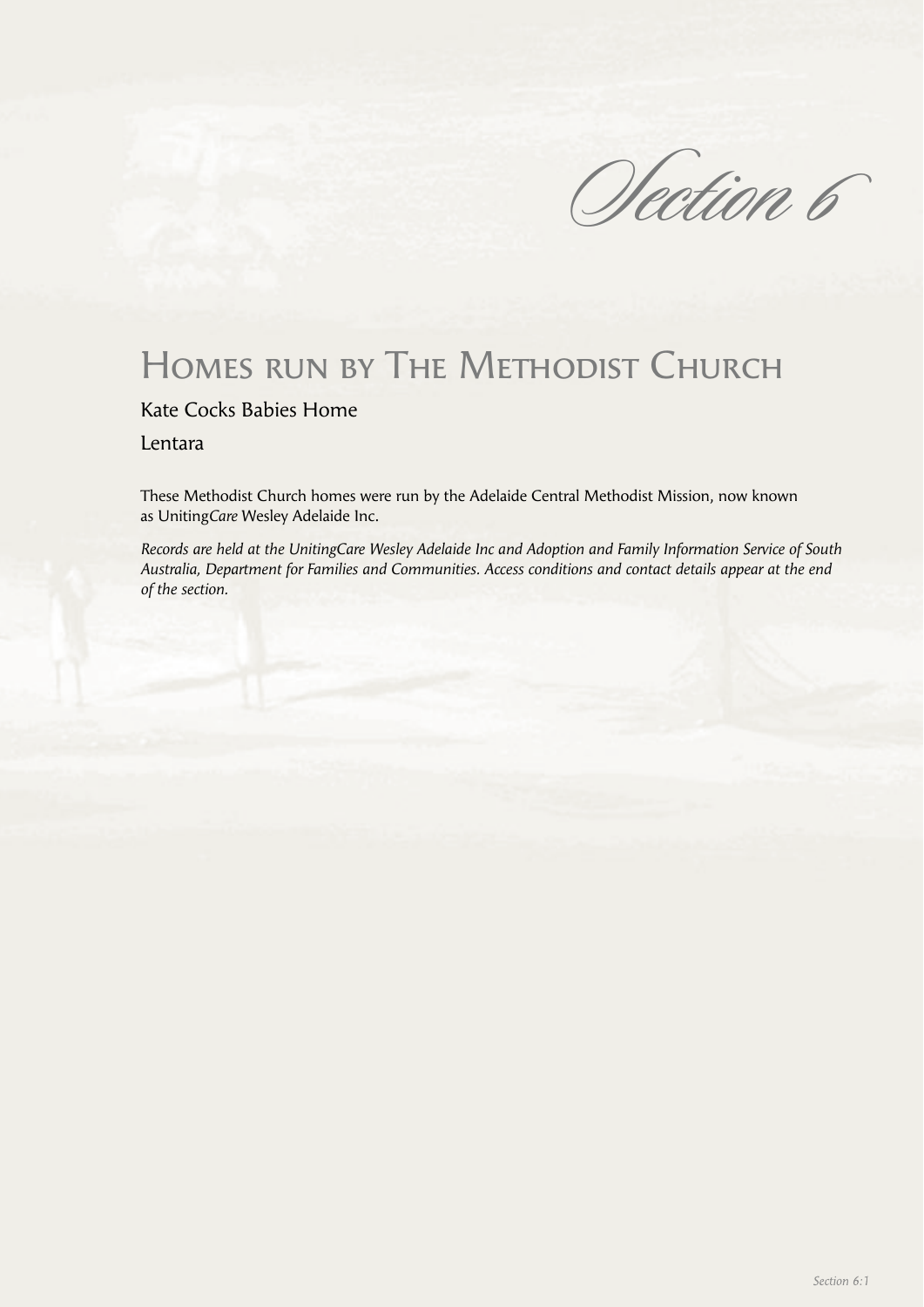# Section 6

## Homes run by The Methodist Church

Kate Cocks Babies Home

Lentara

These Methodist Church homes were run by the Adelaide Central Methodist Mission, now known as Uniting*Care* Wesley Adelaide Inc.

*Records are held at the UnitingCare Wesley Adelaide Inc and Adoption and Family Information Service of South Australia, Department for Families and Communities. Access conditions and contact details appear at the end of the section.*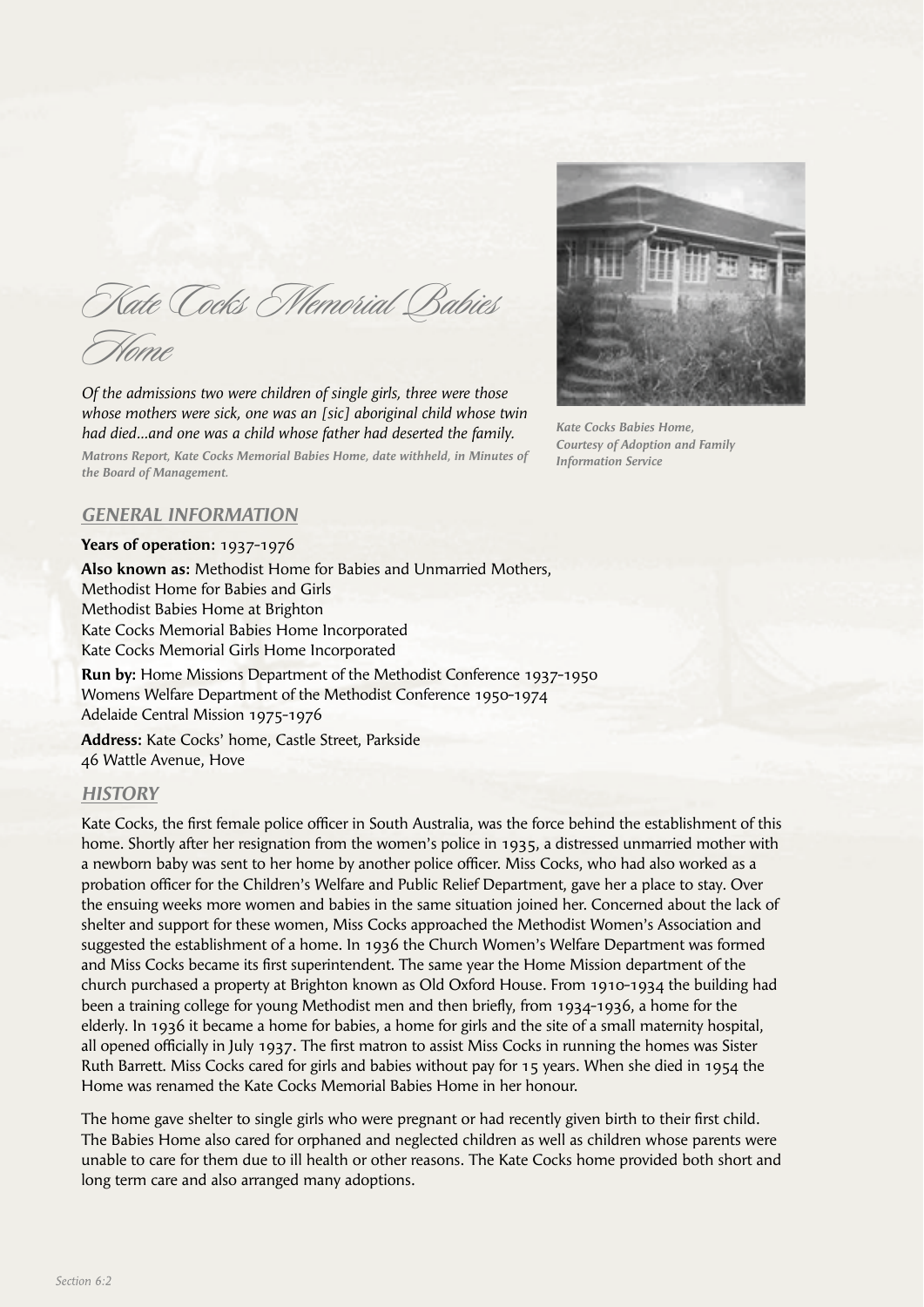# Kate Cocks Memorial Babies Home

*Of the admissions two were children of single girls, three were those whose mothers were sick, one was an [sic] aboriginal child whose twin had died...and one was a child whose father had deserted the family.*

*Matrons Report, Kate Cocks Memorial Babies Home, date withheld, in Minutes of the Board of Management.*

*Kate Cocks Babies Home, Courtesy of Adoption and Family Information Service*

## GENERAL INFORMATION

**Years of operation:** 1937-1976

**Also known as:** Methodist Home for Babies and Unmarried Mothers,
Methodist Home for Babies and Girls
Methodist Babies Home at Brighton
Kate Cocks Memorial Babies Home Incorporated
Kate Cocks Memorial Girls Home Incorporated

**Run by:** Home Missions Department of the Methodist Conference 1937-1950
Womens Welfare Department of the Methodist Conference 1950-1974
Adelaide Central Mission 1975-1976

**Address:** Kate Cocks' home, Castle Street, Parkside
46 Wattle Avenue, Hove

## HISTORY

Kate Cocks, the first female police officer in South Australia, was the force behind the establishment of this home. Shortly after her resignation from the women's police in 1935, a distressed unmarried mother with a newborn baby was sent to her home by another police officer. Miss Cocks, who had also worked as a probation officer for the Children's Welfare and Public Relief Department, gave her a place to stay. Over the ensuing weeks more women and babies in the same situation joined her. Concerned about the lack of shelter and support for these women, Miss Cocks approached the Methodist Women's Association and suggested the establishment of a home. In 1936 the Church Women's Welfare Department was formed and Miss Cocks became its first superintendent. The same year the Home Mission department of the church purchased a property at Brighton known as Old Oxford House. From 1910-1934 the building had been a training college for young Methodist men and then briefly, from 1934-1936, a home for the elderly. In 1936 it became a home for babies, a home for girls and the site of a small maternity hospital, all opened officially in July 1937. The first matron to assist Miss Cocks in running the homes was Sister Ruth Barrett. Miss Cocks cared for girls and babies without pay for 15 years. When she died in 1954 the Home was renamed the Kate Cocks Memorial Babies Home in her honour.

The home gave shelter to single girls who were pregnant or had recently given birth to their first child. The Babies Home also cared for orphaned and neglected children as well as children whose parents were unable to care for them due to ill health or other reasons. The Kate Cocks home provided both short and long term care and also arranged many adoptions.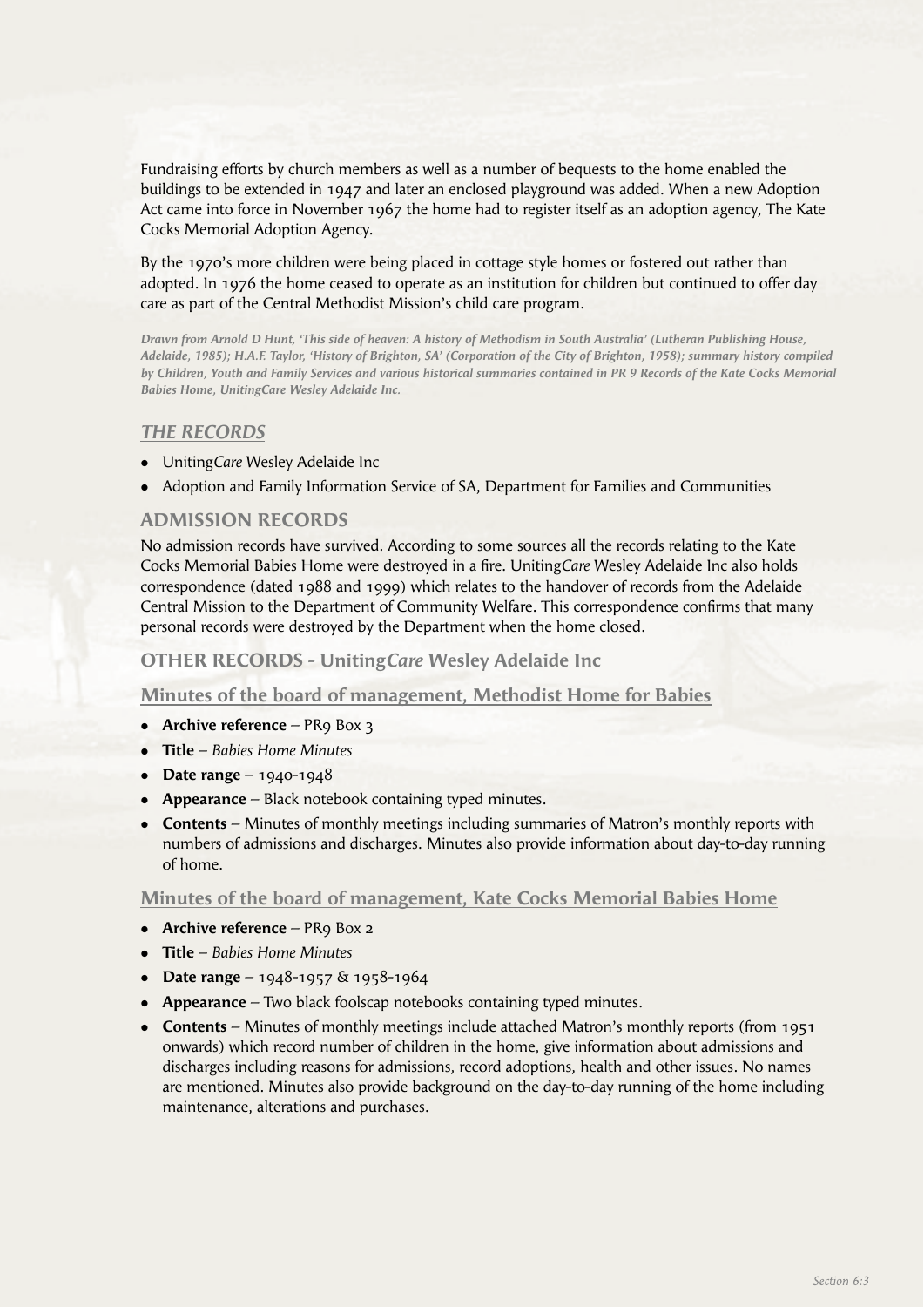Fundraising efforts by church members as well as a number of bequests to the home enabled the buildings to be extended in 1947 and later an enclosed playground was added. When a new Adoption Act came into force in November 1967 the home had to register itself as an adoption agency, The Kate Cocks Memorial Adoption Agency.

By the 1970's more children were being placed in cottage style homes or fostered out rather than adopted. In 1976 the home ceased to operate as an institution for children but continued to offer day care as part of the Central Methodist Mission's child care program.

***Drawn from Arnold D Hunt, 'This side of heaven: A history of Methodism in South Australia' (Lutheran Publishing House, Adelaide, 1985); H.A.F. Taylor, 'History of Brighton, SA' (Corporation of the City of Brighton, 1958); summary history compiled by Children, Youth and Family Services and various historical summaries contained in PR 9 Records of the Kate Cocks Memorial Babies Home, UnitingCare Wesley Adelaide Inc.***

## *THE RECORDS*

- Uniting*Care* Wesley Adelaide Inc
- Adoption and Family Information Service of SA, Department for Families and Communities

## ADMISSION RECORDS

No admission records have survived. According to some sources all the records relating to the Kate Cocks Memorial Babies Home were destroyed in a fire. Uniting*Care* Wesley Adelaide Inc also holds correspondence (dated 1988 and 1999) which relates to the handover of records from the Adelaide Central Mission to the Department of Community Welfare. This correspondence confirms that many personal records were destroyed by the Department when the home closed.

## OTHER RECORDS - Uniting*Care* Wesley Adelaide Inc

### Minutes of the board of management, Methodist Home for Babies

- **Archive reference** – PR9 Box 3
- **Title** – *Babies Home Minutes*
- **Date range** – 1940-1948
- **Appearance** – Black notebook containing typed minutes.
- **Contents** – Minutes of monthly meetings including summaries of Matron's monthly reports with numbers of admissions and discharges. Minutes also provide information about day-to-day running of home.

### Minutes of the board of management, Kate Cocks Memorial Babies Home

- **Archive reference** – PR9 Box 2
- **Title** – *Babies Home Minutes*
- **Date range** – 1948-1957 & 1958-1964
- **Appearance** – Two black foolscap notebooks containing typed minutes.
- **Contents** – Minutes of monthly meetings include attached Matron's monthly reports (from 1951 onwards) which record number of children in the home, give information about admissions and discharges including reasons for admissions, record adoptions, health and other issues. No names are mentioned. Minutes also provide background on the day-to-day running of the home including maintenance, alterations and purchases.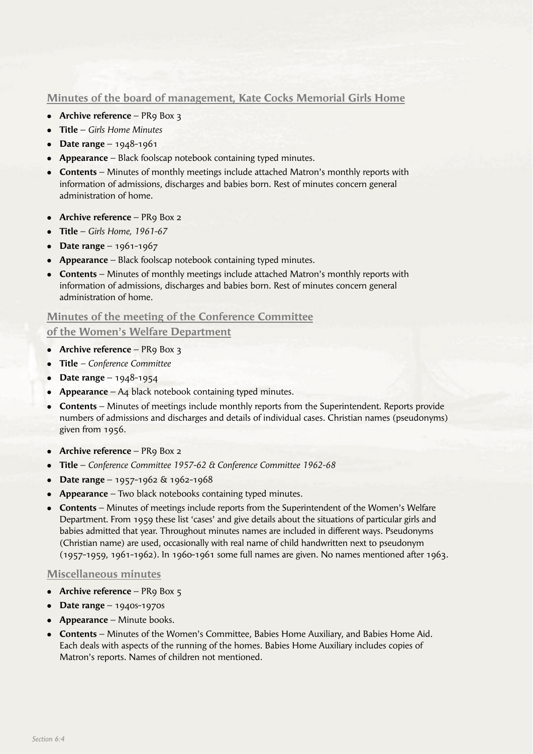## Minutes of the board of management, Kate Cocks Memorial Girls Home

- **Archive reference** – PR9 Box 3
- **Title** – *Girls Home Minutes*
- **Date range** – 1948-1961
- **Appearance** – Black foolscap notebook containing typed minutes.
- **Contents** – Minutes of monthly meetings include attached Matron's monthly reports with information of admissions, discharges and babies born. Rest of minutes concern general administration of home.

- **Archive reference** – PR9 Box 2
- **Title** – *Girls Home, 1961-67*
- **Date range** – 1961-1967
- **Appearance** – Black foolscap notebook containing typed minutes.
- **Contents** – Minutes of monthly meetings include attached Matron's monthly reports with information of admissions, discharges and babies born. Rest of minutes concern general administration of home.

## Minutes of the meeting of the Conference Committee of the Women's Welfare Department

- **Archive reference** – PR9 Box 3
- **Title** – *Conference Committee*
- **Date range** – 1948-1954
- **Appearance** – A4 black notebook containing typed minutes.
- **Contents** – Minutes of meetings include monthly reports from the Superintendent. Reports provide numbers of admissions and discharges and details of individual cases. Christian names (pseudonyms) given from 1956.

- **Archive reference** – PR9 Box 2
- **Title** – *Conference Committee 1957-62 & Conference Committee 1962-68*
- **Date range** – 1957-1962 & 1962-1968
- **Appearance** – Two black notebooks containing typed minutes.
- **Contents** – Minutes of meetings include reports from the Superintendent of the Women's Welfare Department. From 1959 these list 'cases' and give details about the situations of particular girls and babies admitted that year. Throughout minutes names are included in different ways. Pseudonyms (Christian name) are used, occasionally with real name of child handwritten next to pseudonym (1957-1959, 1961-1962). In 1960-1961 some full names are given. No names mentioned after 1963.

## Miscellaneous minutes

- **Archive reference** – PR9 Box 5
- **Date range** – 1940s-1970s
- **Appearance** – Minute books.
- **Contents** – Minutes of the Women's Committee, Babies Home Auxiliary, and Babies Home Aid. Each deals with aspects of the running of the homes. Babies Home Auxiliary includes copies of Matron's reports. Names of children not mentioned.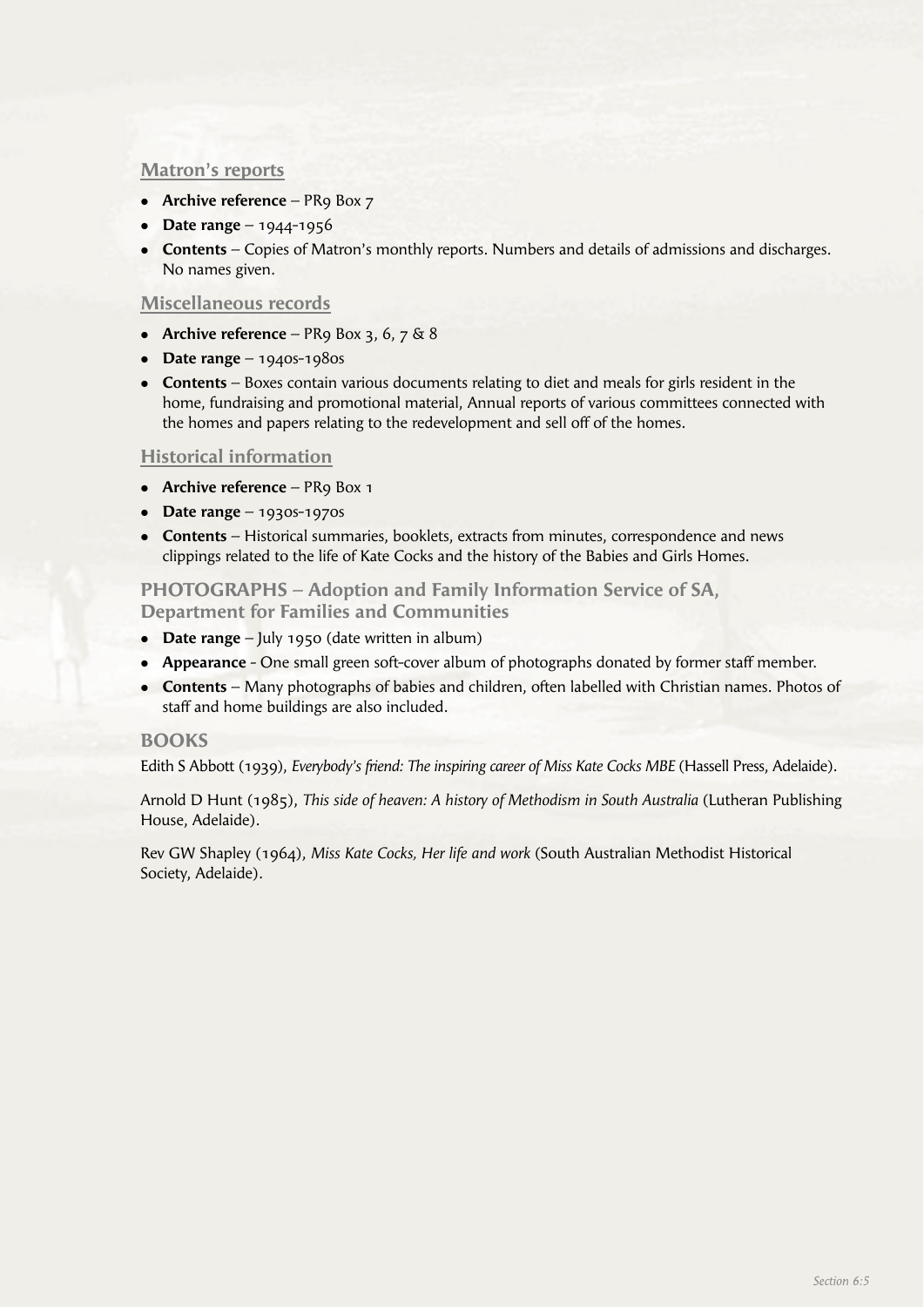### Matron's reports

- **Archive reference** – PR9 Box 7
- **Date range** – 1944-1956
- **Contents** – Copies of Matron's monthly reports. Numbers and details of admissions and discharges. No names given.

### Miscellaneous records

- **Archive reference** – PR9 Box 3, 6, 7 & 8
- **Date range** – 1940s-1980s
- **Contents** – Boxes contain various documents relating to diet and meals for girls resident in the home, fundraising and promotional material, Annual reports of various committees connected with the homes and papers relating to the redevelopment and sell off of the homes.

### Historical information

- **Archive reference** – PR9 Box 1
- **Date range** – 1930s-1970s
- **Contents** – Historical summaries, booklets, extracts from minutes, correspondence and news clippings related to the life of Kate Cocks and the history of the Babies and Girls Homes.

## PHOTOGRAPHS – Adoption and Family Information Service of SA, Department for Families and Communities

- **Date range** – July 1950 (date written in album)
- **Appearance** - One small green soft-cover album of photographs donated by former staff member.
- **Contents** – Many photographs of babies and children, often labelled with Christian names. Photos of staff and home buildings are also included.

## BOOKS

Edith S Abbott (1939), *Everybody's friend: The inspiring career of Miss Kate Cocks MBE* (Hassell Press, Adelaide).

Arnold D Hunt (1985), *This side of heaven: A history of Methodism in South Australia* (Lutheran Publishing House, Adelaide).

Rev GW Shapley (1964), *Miss Kate Cocks, Her life and work* (South Australian Methodist Historical Society, Adelaide).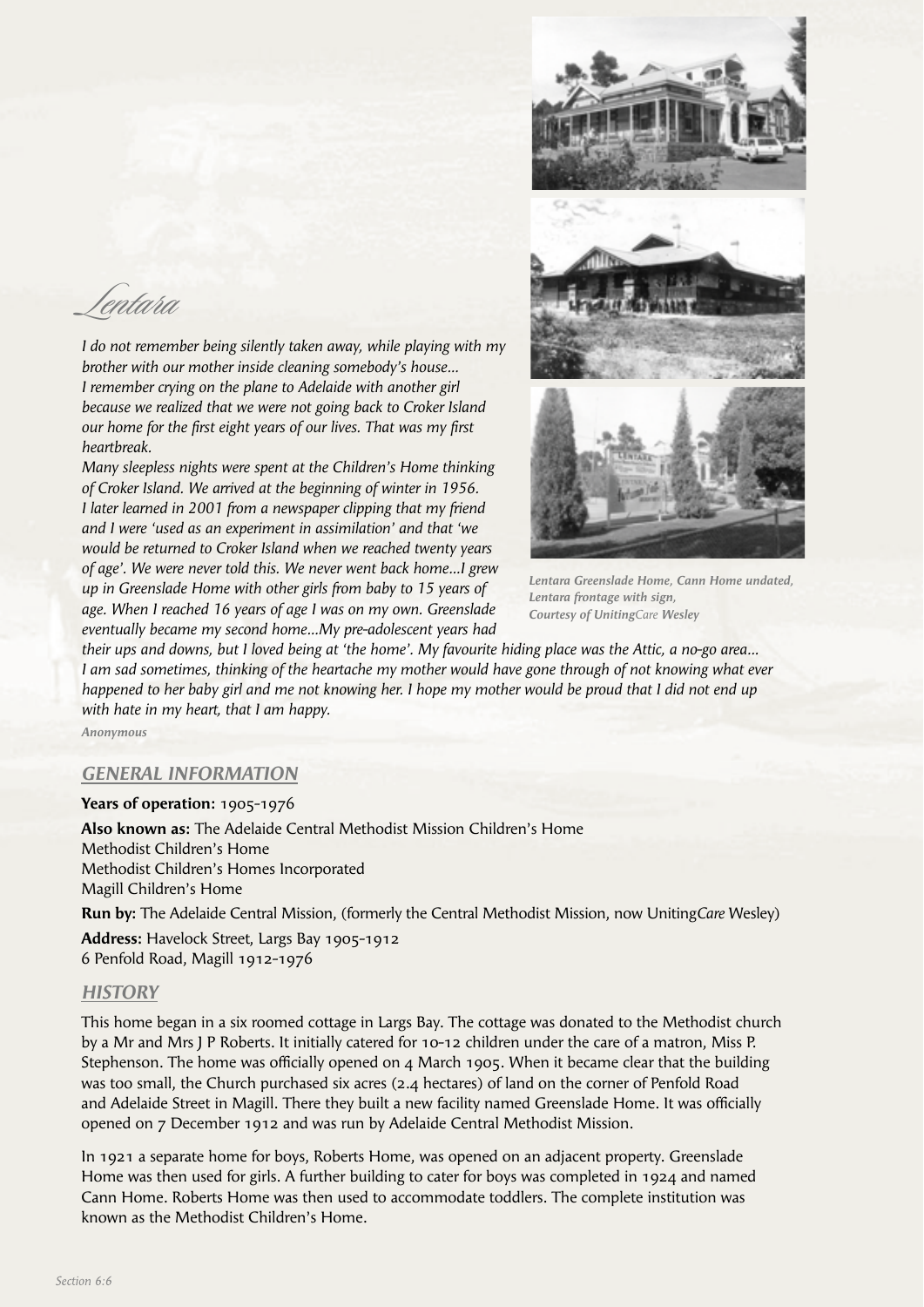# Lentara

*I do not remember being silently taken away, while playing with my brother with our mother inside cleaning somebody's house... I remember crying on the plane to Adelaide with another girl because we realized that we were not going back to Croker Island our home for the first eight years of our lives. That was my first heartbreak.*

*Many sleepless nights were spent at the Children's Home thinking of Croker Island. We arrived at the beginning of winter in 1956. I later learned in 2001 from a newspaper clipping that my friend and I were 'used as an experiment in assimilation' and that 'we would be returned to Croker Island when we reached twenty years of age'. We were never told this. We never went back home...I grew up in Greenslade Home with other girls from baby to 15 years of age. When I reached 16 years of age I was on my own. Greenslade eventually became my second home...My pre-adolescent years had their ups and downs, but I loved being at 'the home'. My favourite hiding place was the Attic, a no-go area... I am sad sometimes, thinking of the heartache my mother would have gone through of not knowing what ever happened to her baby girl and me not knowing her. I hope my mother would be proud that I did not end up with hate in my heart, that I am happy.*

***Anonymous***

***Lentara Greenslade Home, Cann Home undated, Lentara frontage with sign, Courtesy of UnitingCare Wesley***

## GENERAL INFORMATION

**Years of operation:** 1905-1976

**Also known as:** The Adelaide Central Methodist Mission Children's Home
Methodist Children's Home
Methodist Children's Homes Incorporated
Magill Children's Home

**Run by:** The Adelaide Central Mission, (formerly the Central Methodist Mission, now Uniting*Care* Wesley)

**Address:** Havelock Street, Largs Bay 1905-1912
6 Penfold Road, Magill 1912-1976

## HISTORY

This home began in a six roomed cottage in Largs Bay. The cottage was donated to the Methodist church by a Mr and Mrs J P Roberts. It initially catered for 10-12 children under the care of a matron, Miss P. Stephenson. The home was officially opened on 4 March 1905. When it became clear that the building was too small, the Church purchased six acres (2.4 hectares) of land on the corner of Penfold Road and Adelaide Street in Magill. There they built a new facility named Greenslade Home. It was officially opened on 7 December 1912 and was run by Adelaide Central Methodist Mission.

In 1921 a separate home for boys, Roberts Home, was opened on an adjacent property. Greenslade Home was then used for girls. A further building to cater for boys was completed in 1924 and named Cann Home. Roberts Home was then used to accommodate toddlers. The complete institution was known as the Methodist Children's Home.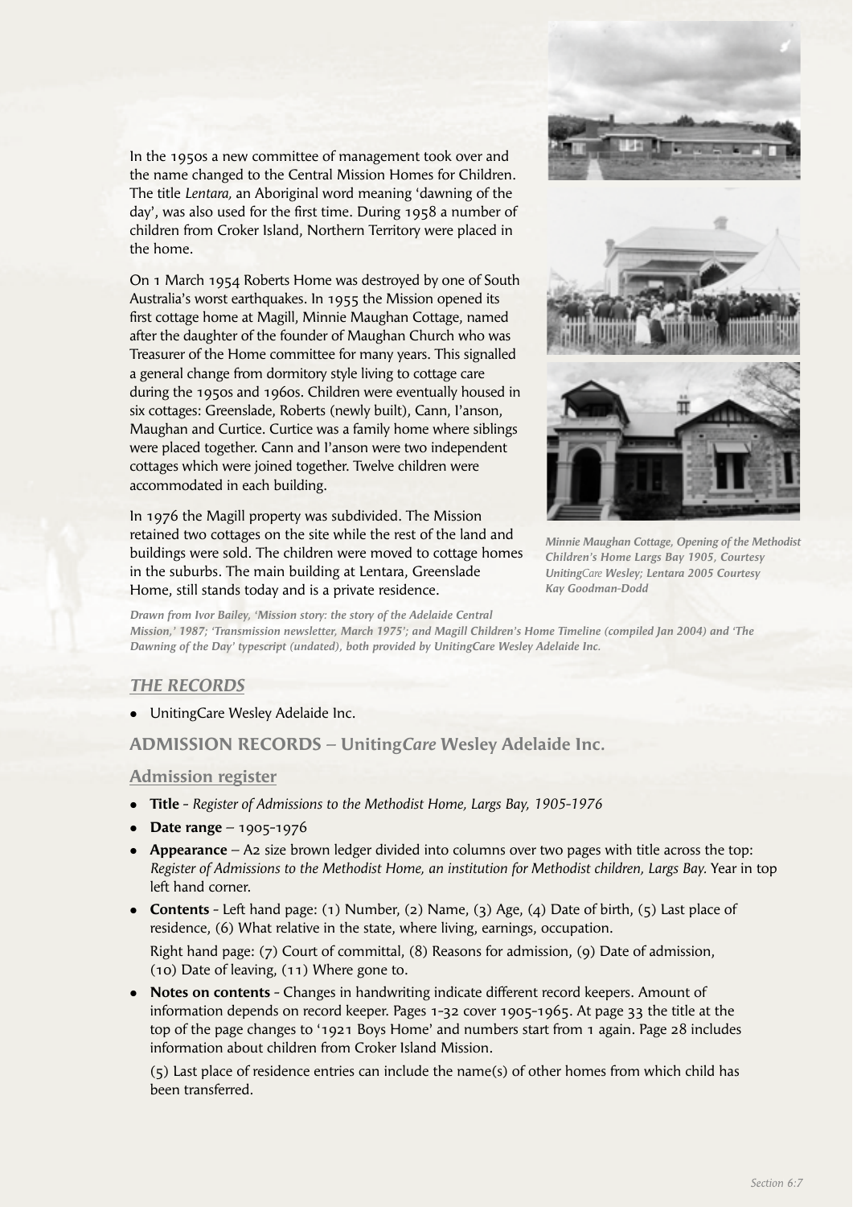In the 1950s a new committee of management took over and the name changed to the Central Mission Homes for Children. The title *Lentara,* an Aboriginal word meaning 'dawning of the day', was also used for the first time. During 1958 a number of children from Croker Island, Northern Territory were placed in the home.

On 1 March 1954 Roberts Home was destroyed by one of South Australia's worst earthquakes. In 1955 the Mission opened its first cottage home at Magill, Minnie Maughan Cottage, named after the daughter of the founder of Maughan Church who was Treasurer of the Home committee for many years. This signalled a general change from dormitory style living to cottage care during the 1950s and 1960s. Children were eventually housed in six cottages: Greenslade, Roberts (newly built), Cann, I'anson, Maughan and Curtice. Curtice was a family home where siblings were placed together. Cann and I'anson were two independent cottages which were joined together. Twelve children were accommodated in each building.

In 1976 the Magill property was subdivided. The Mission retained two cottages on the site while the rest of the land and buildings were sold. The children were moved to cottage homes in the suburbs. The main building at Lentara, Greenslade Home, still stands today and is a private residence.

*Minnie Maughan Cottage, Opening of the Methodist Children's Home Largs Bay 1905, Courtesy UnitingCare Wesley; Lentara 2005 Courtesy Kay Goodman-Dodd*

*Drawn from Ivor Bailey, 'Mission story: the story of the Adelaide Central Mission,' 1987; 'Transmission newsletter, March 1975'; and Magill Children's Home Timeline (compiled Jan 2004) and 'The Dawning of the Day' typescript (undated), both provided by UnitingCare Wesley Adelaide Inc.*

## *THE RECORDS*

- UnitingCare Wesley Adelaide Inc.

## ADMISSION RECORDS – Uniting*Care* Wesley Adelaide Inc.

### Admission register

- **Title** - *Register of Admissions to the Methodist Home, Largs Bay, 1905-1976*
- **Date range** – 1905-1976
- **Appearance** – A2 size brown ledger divided into columns over two pages with title across the top: *Register of Admissions to the Methodist Home, an institution for Methodist children, Largs Bay.* Year in top left hand corner.
- **Contents** - Left hand page: (1) Number, (2) Name, (3) Age, (4) Date of birth, (5) Last place of residence, (6) What relative in the state, where living, earnings, occupation.

  Right hand page: (7) Court of committal, (8) Reasons for admission, (9) Date of admission, (10) Date of leaving, (11) Where gone to.
- **Notes on contents** - Changes in handwriting indicate different record keepers. Amount of information depends on record keeper. Pages 1-32 cover 1905-1965. At page 33 the title at the top of the page changes to '1921 Boys Home' and numbers start from 1 again. Page 28 includes information about children from Croker Island Mission.

  (5) Last place of residence entries can include the name(s) of other homes from which child has been transferred.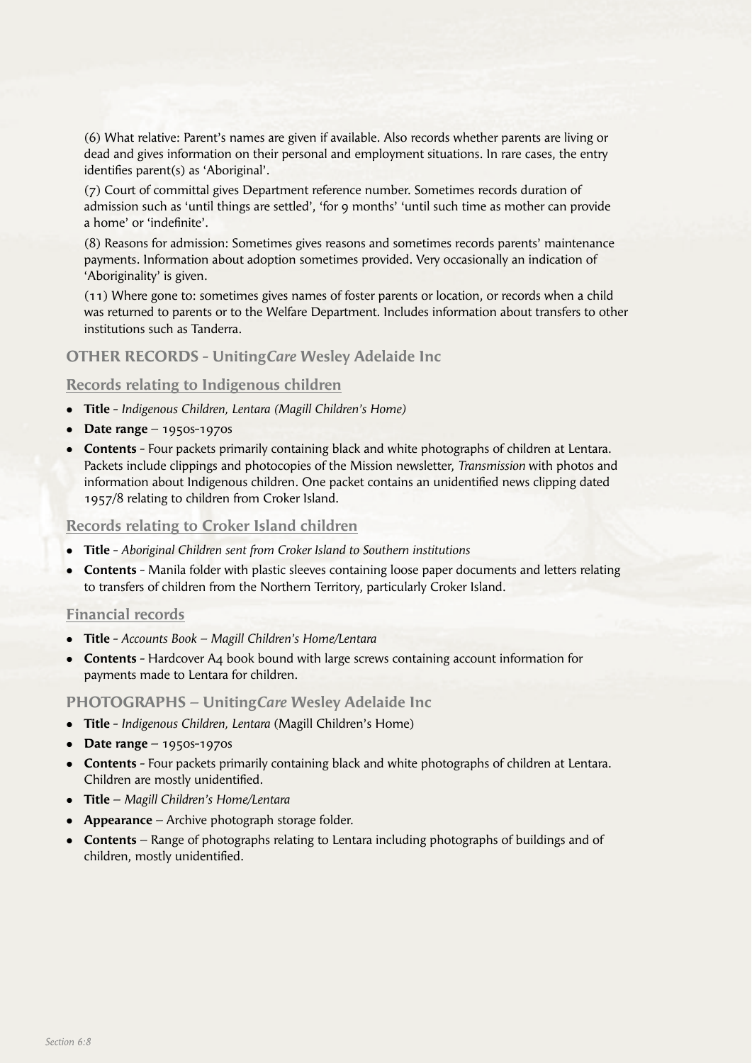(6) What relative: Parent's names are given if available. Also records whether parents are living or dead and gives information on their personal and employment situations. In rare cases, the entry identifies parent(s) as 'Aboriginal'.

(7) Court of committal gives Department reference number. Sometimes records duration of admission such as 'until things are settled', 'for 9 months' 'until such time as mother can provide a home' or 'indefinite'.

(8) Reasons for admission: Sometimes gives reasons and sometimes records parents' maintenance payments. Information about adoption sometimes provided. Very occasionally an indication of 'Aboriginality' is given.

(11) Where gone to: sometimes gives names of foster parents or location, or records when a child was returned to parents or to the Welfare Department. Includes information about transfers to other institutions such as Tanderra.

## OTHER RECORDS - Uniting*Care* Wesley Adelaide Inc

### Records relating to Indigenous children

- **Title** - *Indigenous Children, Lentara (Magill Children's Home)*
- **Date range** – 1950s-1970s
- **Contents** - Four packets primarily containing black and white photographs of children at Lentara. Packets include clippings and photocopies of the Mission newsletter, *Transmission* with photos and information about Indigenous children. One packet contains an unidentified news clipping dated 1957/8 relating to children from Croker Island.

### Records relating to Croker Island children

- **Title** - *Aboriginal Children sent from Croker Island to Southern institutions*
- **Contents** - Manila folder with plastic sleeves containing loose paper documents and letters relating to transfers of children from the Northern Territory, particularly Croker Island.

### Financial records

- **Title** - *Accounts Book – Magill Children's Home/Lentara*
- **Contents** - Hardcover A4 book bound with large screws containing account information for payments made to Lentara for children.

## PHOTOGRAPHS – Uniting*Care* Wesley Adelaide Inc

- **Title** - *Indigenous Children, Lentara* (Magill Children's Home)
- **Date range** – 1950s-1970s
- **Contents** - Four packets primarily containing black and white photographs of children at Lentara. Children are mostly unidentified.
- **Title** – *Magill Children's Home/Lentara*
- **Appearance** – Archive photograph storage folder.
- **Contents** – Range of photographs relating to Lentara including photographs of buildings and of children, mostly unidentified.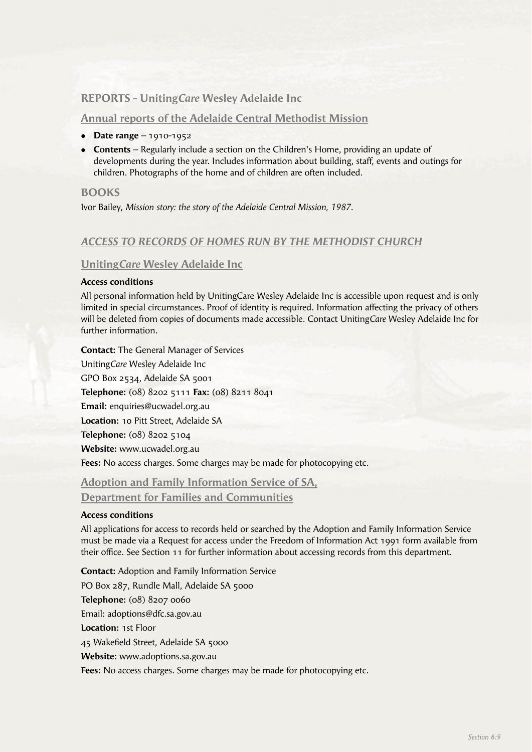## REPORTS – Uniting*Care* Wesley Adelaide Inc

### Annual reports of the Adelaide Central Methodist Mission

- **Date range** – 1910-1952
- **Contents** – Regularly include a section on the Children's Home, providing an update of developments during the year. Includes information about building, staff, events and outings for children. Photographs of the home and of children are often included.

## BOOKS

Ivor Bailey, *Mission story: the story of the Adelaide Central Mission, 1987*.

## *ACCESS TO RECORDS OF HOMES RUN BY THE METHODIST CHURCH*

### Uniting*Care* Wesley Adelaide Inc

**Access conditions**

All personal information held by UnitingCare Wesley Adelaide Inc is accessible upon request and is only limited in special circumstances. Proof of identity is required. Information affecting the privacy of others will be deleted from copies of documents made accessible. Contact Uniting*Care* Wesley Adelaide Inc for further information.

**Contact:** The General Manager of Services

Uniting*Care* Wesley Adelaide Inc

GPO Box 2534, Adelaide SA 5001

**Telephone:** (08) 8202 5111 **Fax:** (08) 8211 8041

**Email:** enquiries@ucwadel.org.au

**Location:** 10 Pitt Street, Adelaide SA

**Telephone:** (08) 8202 5104

**Website:** www.ucwadel.org.au

**Fees:** No access charges. Some charges may be made for photocopying etc.

### Adoption and Family Information Service of SA, Department for Families and Communities

**Access conditions**

All applications for access to records held or searched by the Adoption and Family Information Service must be made via a Request for access under the Freedom of Information Act 1991 form available from their office. See Section 11 for further information about accessing records from this department.

**Contact:** Adoption and Family Information Service

PO Box 287, Rundle Mall, Adelaide SA 5000

**Telephone:** (08) 8207 0060

Email: adoptions@dfc.sa.gov.au

**Location:** 1st Floor

45 Wakefield Street, Adelaide SA 5000

**Website:** www.adoptions.sa.gov.au

**Fees:** No access charges. Some charges may be made for photocopying etc.